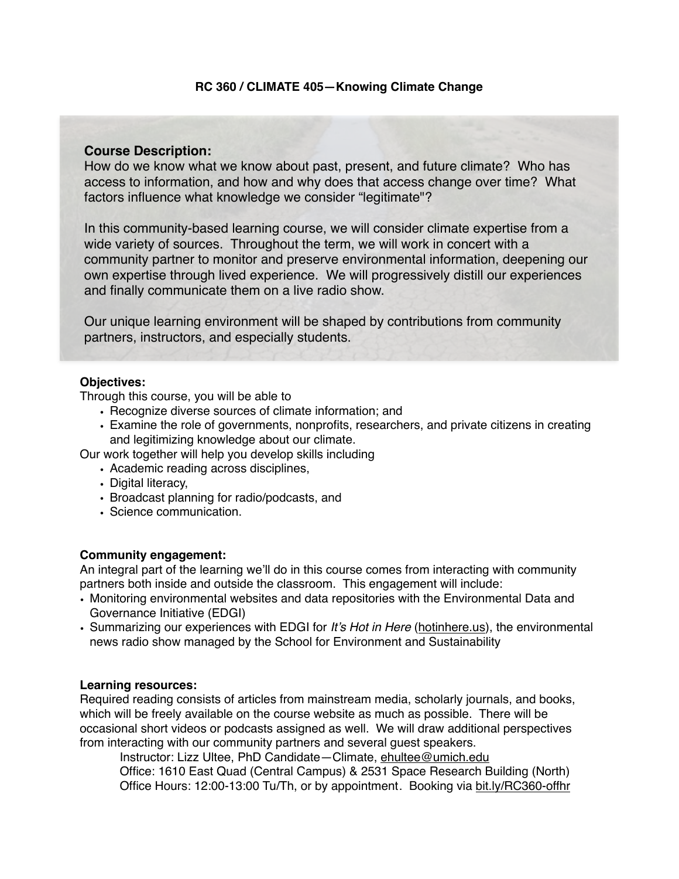# RC 360 / CLIMATE 405—Knowing Climate Change

### Course Description:

How do we know what we know about past, present, and future climate? Who has access to information, and how and why does that access change over time? What factors influence what knowledge we consider "legitimate"?

In this community-based learning course, we will consider climate expertise from a wide variety of sources. Throughout the term, we will work in concert with a community partner to monitor and preserve environmental information, deepening our own expertise through lived experience. We will progressively distill our experiences and finally communicate them on a live radio show.

Our unique learning environment will be shaped by contributions from community partners, instructors, and especially students.

**Objectives:**

Through this course, you will be able to

- Recognize diverse sources of climate information; and
- Examine the role of governments, nonprofits, researchers, and private citizens in creating and legitimizing knowledge about our climate.

Our work together will help you develop skills including

- Academic reading across disciplines,
- Digital literacy,
- Broadcast planning for radio/podcasts, and
- Science communication.

**Community engagement:**

An integral part of the learning we'll do in this course comes from interacting with community partners both inside and outside the classroom. This engagement will include:

- Monitoring environmental websites and data repositories with the Environmental Data and Governance Initiative (EDGI)
- Summarizing our experiences with EDGI for *It's Hot in Here* (hotinhere.us), the environmental news radio show managed by the School for Environment and Sustainability

**Learning resources:**

Required reading consists of articles from mainstream media, scholarly journals, and books, which will be freely available on the course website as much as possible. There will be occasional short videos or podcasts assigned as well. We will draw additional perspectives from interacting with our community partners and several guest speakers.

Instructor: Lizz Ultee, PhD Candidate—Climate, ehultee@umich.edu
Office: 1610 East Quad (Central Campus) & 2531 Space Research Building (North)
Office Hours: 12:00-13:00 Tu/Th, or by appointment. Booking via bit.ly/RC360-offhr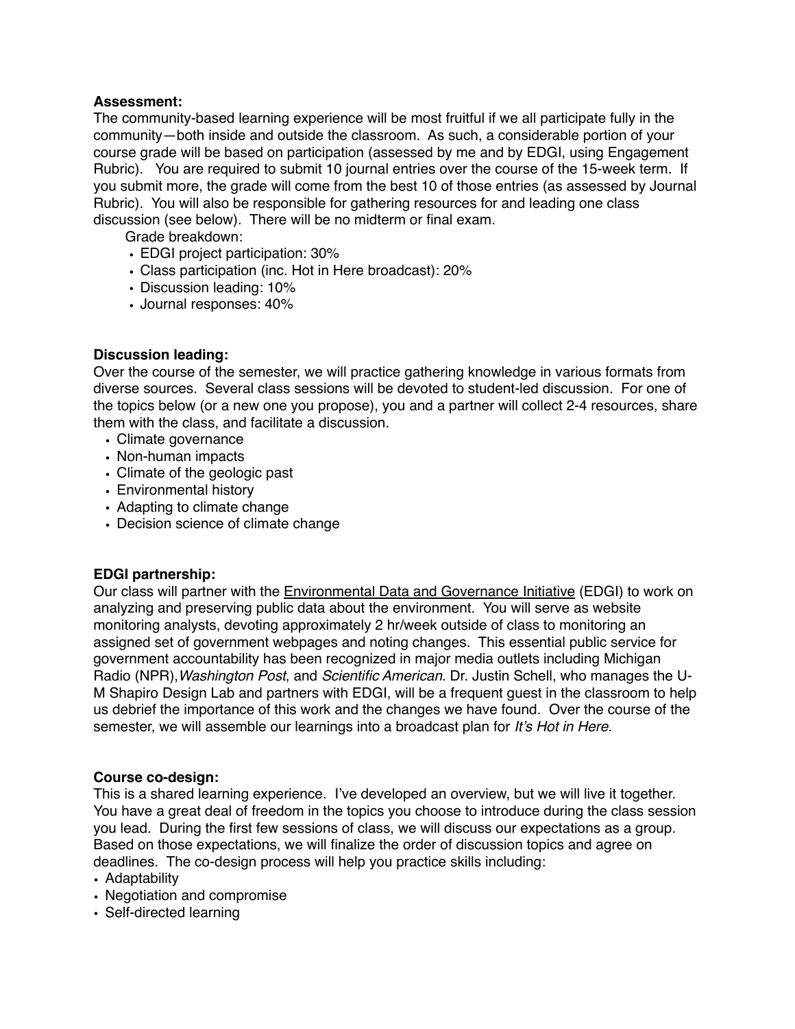**Assessment:**

The community-based learning experience will be most fruitful if we all participate fully in the community—both inside and outside the classroom. As such, a considerable portion of your course grade will be based on participation (assessed by me and by EDGI, using Engagement Rubric). You are required to submit 10 journal entries over the course of the 15-week term. If you submit more, the grade will come from the best 10 of those entries (as assessed by Journal Rubric). You will also be responsible for gathering resources for and leading one class discussion (see below). There will be no midterm or final exam.

Grade breakdown:

- EDGI project participation: 30%
- Class participation (inc. Hot in Here broadcast): 20%
- Discussion leading: 10%
- Journal responses: 40%

**Discussion leading:**

Over the course of the semester, we will practice gathering knowledge in various formats from diverse sources. Several class sessions will be devoted to student-led discussion. For one of the topics below (or a new one you propose), you and a partner will collect 2-4 resources, share them with the class, and facilitate a discussion.

- Climate governance
- Non-human impacts
- Climate of the geologic past
- Environmental history
- Adapting to climate change
- Decision science of climate change

**EDGI partnership:**

Our class will partner with the Environmental Data and Governance Initiative (EDGI) to work on analyzing and preserving public data about the environment. You will serve as website monitoring analysts, devoting approximately 2 hr/week outside of class to monitoring an assigned set of government webpages and noting changes. This essential public service for government accountability has been recognized in major media outlets including Michigan Radio (NPR), *Washington Post*, and *Scientific American*. Dr. Justin Schell, who manages the U-M Shapiro Design Lab and partners with EDGI, will be a frequent guest in the classroom to help us debrief the importance of this work and the changes we have found. Over the course of the semester, we will assemble our learnings into a broadcast plan for *It's Hot in Here*.

**Course co-design:**

This is a shared learning experience. I've developed an overview, but we will live it together. You have a great deal of freedom in the topics you choose to introduce during the class session you lead. During the first few sessions of class, we will discuss our expectations as a group. Based on those expectations, we will finalize the order of discussion topics and agree on deadlines. The co-design process will help you practice skills including:

- Adaptability
- Negotiation and compromise
- Self-directed learning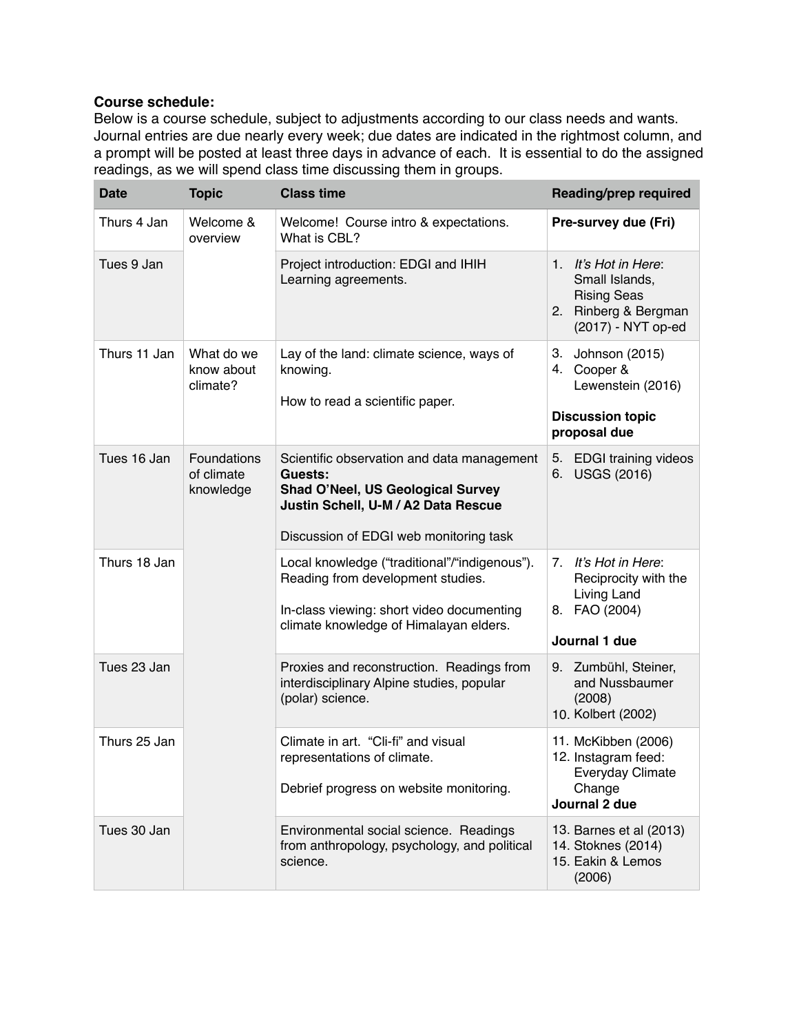**Course schedule:**
Below is a course schedule, subject to adjustments according to our class needs and wants. Journal entries are due nearly every week; due dates are indicated in the rightmost column, and a prompt will be posted at least three days in advance of each. It is essential to do the assigned readings, as we will spend class time discussing them in groups.

| Date | Topic | Class time | Reading/prep required |
|---|---|---|---|
| Thurs 4 Jan | Welcome & overview | Welcome! Course intro & expectations. What is CBL? | **Pre-survey due (Fri)** |
| Tues 9 Jan | | Project introduction: EDGI and IHIH Learning agreements. | 1. *It's Hot in Here*: Small Islands, Rising Seas<br>2. Rinberg & Bergman (2017) - NYT op-ed |
| Thurs 11 Jan | What do we know about climate? | Lay of the land: climate science, ways of knowing.<br><br>How to read a scientific paper. | 3. Johnson (2015)<br>4. Cooper & Lewenstein (2016)<br><br>**Discussion topic proposal due** |
| Tues 16 Jan | Foundations of climate knowledge | Scientific observation and data management<br>**Guests:**<br>**Shad O'Neel, US Geological Survey**<br>**Justin Schell, U-M / A2 Data Rescue**<br><br>Discussion of EDGI web monitoring task | 5. EDGI training videos<br>6. USGS (2016) |
| Thurs 18 Jan | | Local knowledge ("traditional"/"indigenous"). Reading from development studies.<br><br>In-class viewing: short video documenting climate knowledge of Himalayan elders. | 7. *It's Hot in Here*: Reciprocity with the Living Land<br>8. FAO (2004)<br><br>**Journal 1 due** |
| Tues 23 Jan | | Proxies and reconstruction. Readings from interdisciplinary Alpine studies, popular (polar) science. | 9. Zumbühl, Steiner, and Nussbaumer (2008)<br>10. Kolbert (2002) |
| Thurs 25 Jan | | Climate in art. "Cli-fi" and visual representations of climate.<br><br>Debrief progress on website monitoring. | 11. McKibben (2006)<br>12. Instagram feed: Everyday Climate Change<br>**Journal 2 due** |
| Tues 30 Jan | | Environmental social science. Readings from anthropology, psychology, and political science. | 13. Barnes et al (2013)<br>14. Stoknes (2014)<br>15. Eakin & Lemos (2006) |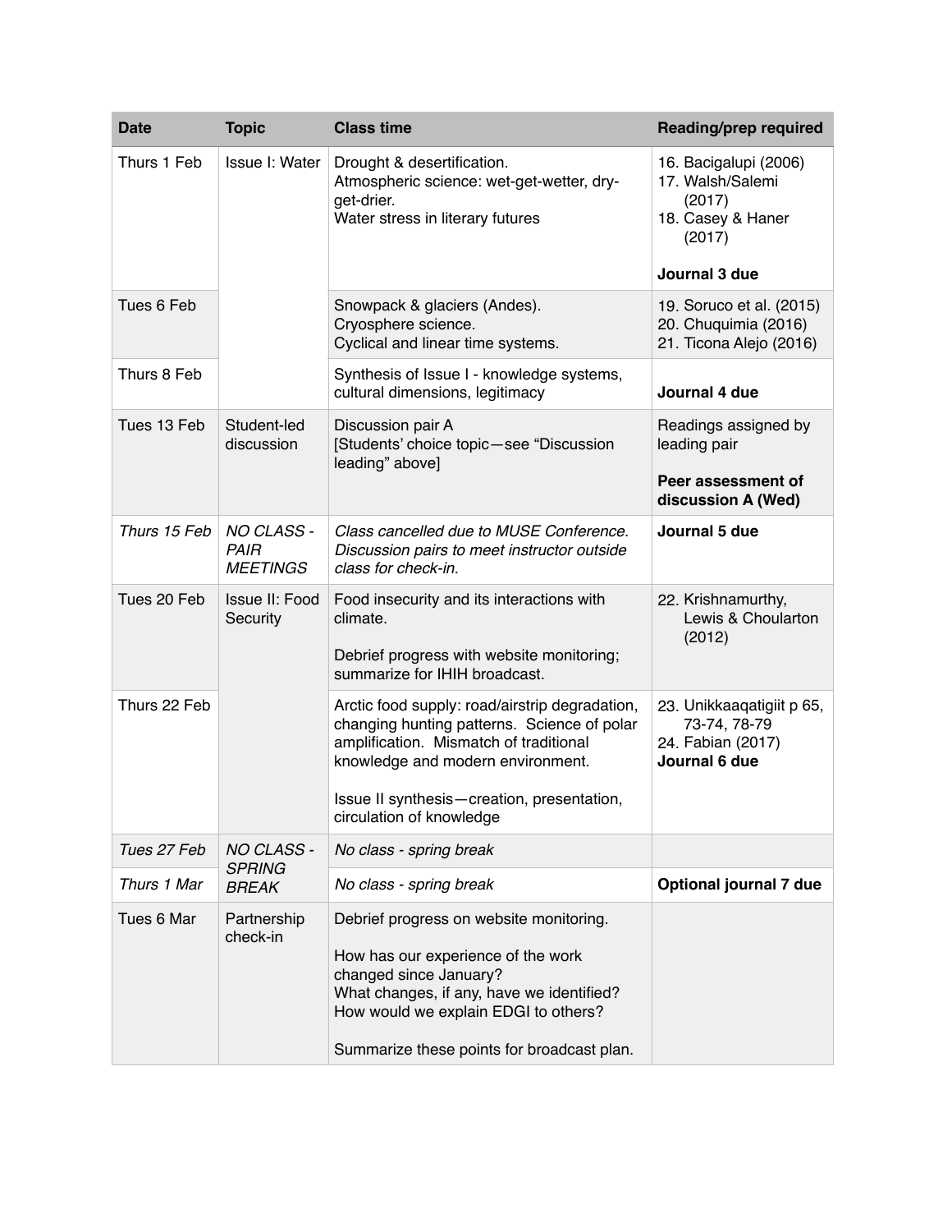| Date | Topic | Class time | Reading/prep required |
| --- | --- | --- | --- |
| Thurs 1 Feb | Issue I: Water | Drought & desertification.<br>Atmospheric science: wet-get-wetter, dry-get-drier.<br>Water stress in literary futures | 16. Bacigalupi (2006)<br>17. Walsh/Salemi (2017)<br>18. Casey & Haner (2017)<br><br>**Journal 3 due** |
| Tues 6 Feb | | Snowpack & glaciers (Andes).<br>Cryosphere science.<br>Cyclical and linear time systems. | 19. Soruco et al. (2015)<br>20. Chuquimia (2016)<br>21. Ticona Alejo (2016) |
| Thurs 8 Feb | | Synthesis of Issue I - knowledge systems, cultural dimensions, legitimacy | **Journal 4 due** |
| Tues 13 Feb | Student-led discussion | Discussion pair A<br>[Students' choice topic—see "Discussion leading" above] | Readings assigned by leading pair<br><br>**Peer assessment of discussion A (Wed)** |
| *Thurs 15 Feb* | *NO CLASS - PAIR MEETINGS* | *Class cancelled due to MUSE Conference. Discussion pairs to meet instructor outside class for check-in.* | **Journal 5 due** |
| Tues 20 Feb | Issue II: Food Security | Food insecurity and its interactions with climate.<br><br>Debrief progress with website monitoring; summarize for IHIH broadcast. | 22. Krishnamurthy, Lewis & Choularton (2012) |
| Thurs 22 Feb | | Arctic food supply: road/airstrip degradation, changing hunting patterns. Science of polar amplification. Mismatch of traditional knowledge and modern environment.<br><br>Issue II synthesis—creation, presentation, circulation of knowledge | 23. Unikkaaqatigiit p 65, 73-74, 78-79<br>24. Fabian (2017)<br>**Journal 6 due** |
| *Tues 27 Feb* | *NO CLASS - SPRING BREAK* | *No class - spring break* | |
| *Thurs 1 Mar* | | *No class - spring break* | **Optional journal 7 due** |
| Tues 6 Mar | Partnership check-in | Debrief progress on website monitoring.<br><br>How has our experience of the work changed since January?<br>What changes, if any, have we identified?<br>How would we explain EDGI to others?<br><br>Summarize these points for broadcast plan. | |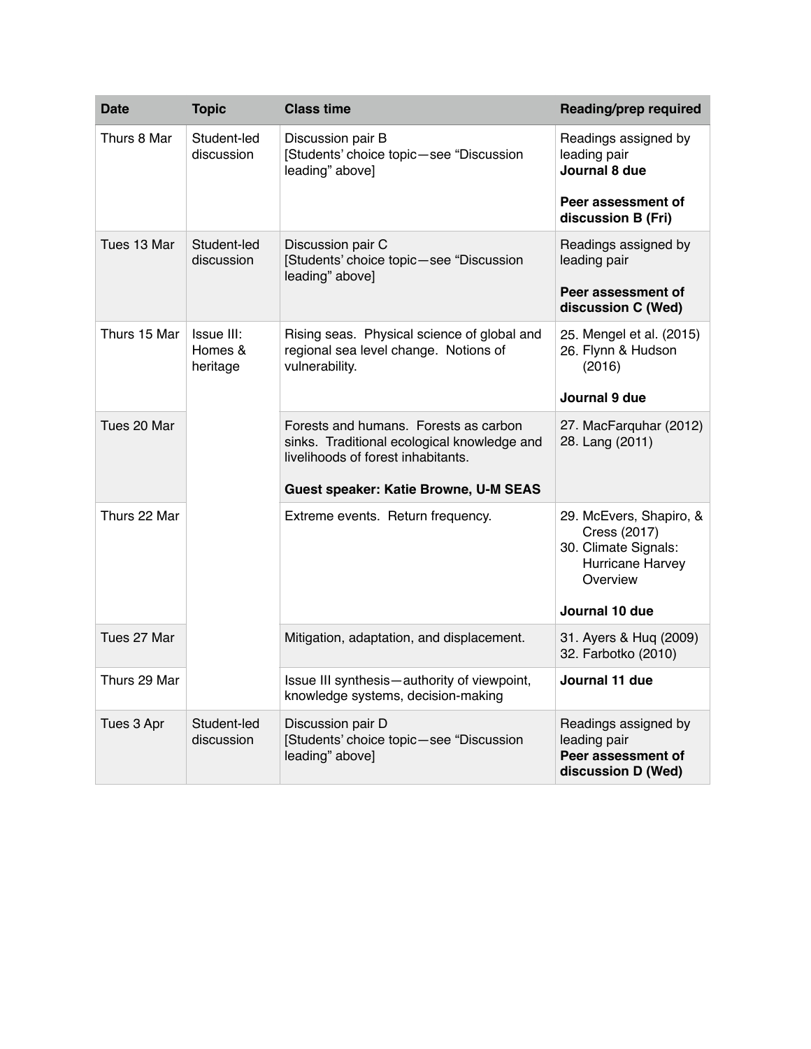| Date | Topic | Class time | Reading/prep required |
| --- | --- | --- | --- |
| Thurs 8 Mar | Student-led discussion | Discussion pair B<br>[Students' choice topic—see "Discussion leading" above] | Readings assigned by leading pair<br>**Journal 8 due**<br><br>**Peer assessment of discussion B (Fri)** |
| Tues 13 Mar | Student-led discussion | Discussion pair C<br>[Students' choice topic—see "Discussion leading" above] | Readings assigned by leading pair<br><br>**Peer assessment of discussion C (Wed)** |
| Thurs 15 Mar | Issue III: Homes & heritage | Rising seas. Physical science of global and regional sea level change. Notions of vulnerability. | 25. Mengel et al. (2015)<br>26. Flynn & Hudson (2016)<br><br>**Journal 9 due** |
| Tues 20 Mar | | Forests and humans. Forests as carbon sinks. Traditional ecological knowledge and livelihoods of forest inhabitants.<br><br>**Guest speaker: Katie Browne, U-M SEAS** | 27. MacFarquhar (2012)<br>28. Lang (2011) |
| Thurs 22 Mar | | Extreme events. Return frequency. | 29. McEvers, Shapiro, & Cress (2017)<br>30. Climate Signals: Hurricane Harvey Overview<br><br>**Journal 10 due** |
| Tues 27 Mar | | Mitigation, adaptation, and displacement. | 31. Ayers & Huq (2009)<br>32. Farbotko (2010) |
| Thurs 29 Mar | | Issue III synthesis—authority of viewpoint, knowledge systems, decision-making | **Journal 11 due** |
| Tues 3 Apr | Student-led discussion | Discussion pair D<br>[Students' choice topic—see "Discussion leading" above] | Readings assigned by leading pair<br>**Peer assessment of discussion D (Wed)** |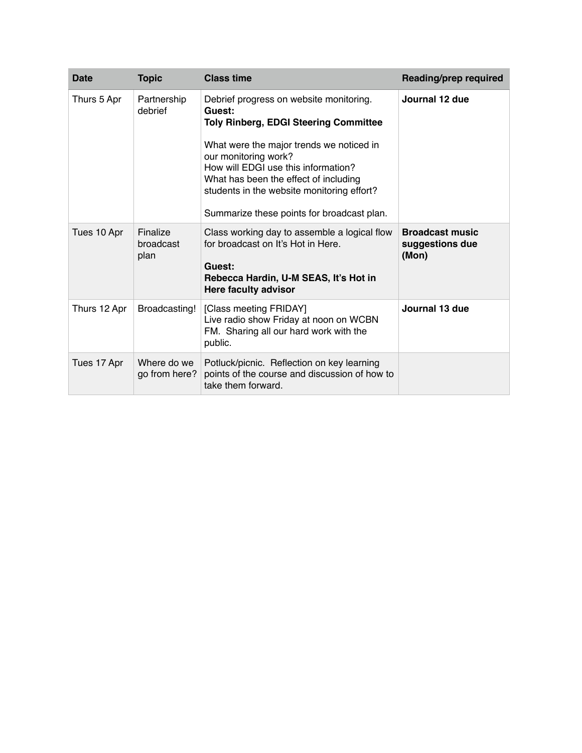| Date | Topic | Class time | Reading/prep required |
| --- | --- | --- | --- |
| Thurs 5 Apr | Partnership debrief | Debrief progress on website monitoring. **Guest:** **Toly Rinberg, EDGI Steering Committee**<br><br>What were the major trends we noticed in our monitoring work?<br>How will EDGI use this information?<br>What has been the effect of including students in the website monitoring effort?<br><br>Summarize these points for broadcast plan. | **Journal 12 due** |
| Tues 10 Apr | Finalize broadcast plan | Class working day to assemble a logical flow for broadcast on It's Hot in Here.<br><br>**Guest:**<br>**Rebecca Hardin, U-M SEAS, It's Hot in Here faculty advisor** | **Broadcast music suggestions due (Mon)** |
| Thurs 12 Apr | Broadcasting! | [Class meeting FRIDAY]<br>Live radio show Friday at noon on WCBN FM. Sharing all our hard work with the public. | **Journal 13 due** |
| Tues 17 Apr | Where do we go from here? | Potluck/picnic. Reflection on key learning points of the course and discussion of how to take them forward. | |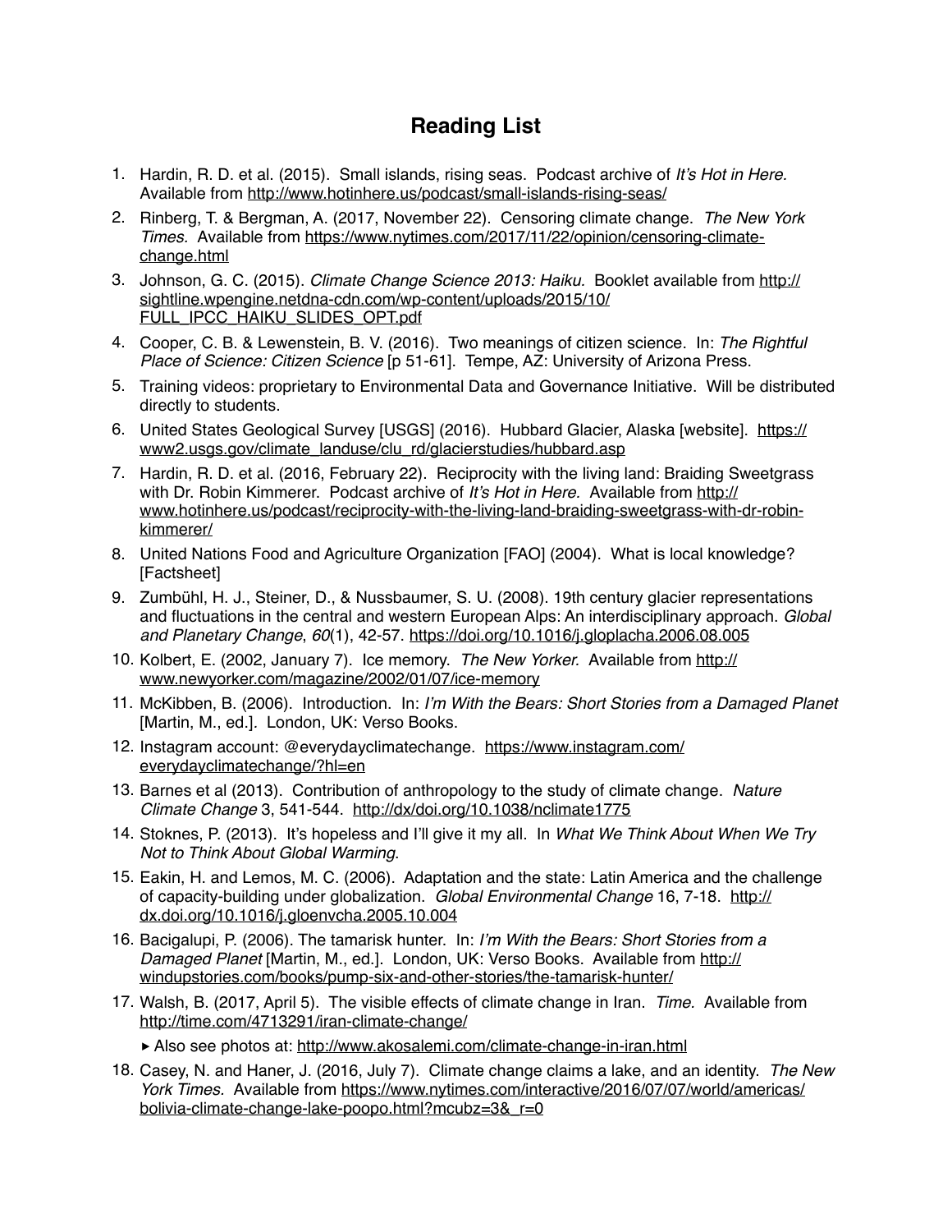## Reading List

1. Hardin, R. D. et al. (2015). Small islands, rising seas. Podcast archive of *It's Hot in Here.* Available from http://www.hotinhere.us/podcast/small-islands-rising-seas/
2. Rinberg, T. & Bergman, A. (2017, November 22). Censoring climate change. *The New York Times.* Available from https://www.nytimes.com/2017/11/22/opinion/censoring-climate-change.html
3. Johnson, G. C. (2015). *Climate Change Science 2013: Haiku.* Booklet available from http://sightline.wpengine.netdna-cdn.com/wp-content/uploads/2015/10/FULL_IPCC_HAIKU_SLIDES_OPT.pdf
4. Cooper, C. B. & Lewenstein, B. V. (2016). Two meanings of citizen science. In: *The Rightful Place of Science: Citizen Science* [p 51-61]. Tempe, AZ: University of Arizona Press.
5. Training videos: proprietary to Environmental Data and Governance Initiative. Will be distributed directly to students.
6. United States Geological Survey [USGS] (2016). Hubbard Glacier, Alaska [website]. https://www2.usgs.gov/climate_landuse/clu_rd/glacierstudies/hubbard.asp
7. Hardin, R. D. et al. (2016, February 22). Reciprocity with the living land: Braiding Sweetgrass with Dr. Robin Kimmerer. Podcast archive of *It's Hot in Here.* Available from http://www.hotinhere.us/podcast/reciprocity-with-the-living-land-braiding-sweetgrass-with-dr-robin-kimmerer/
8. United Nations Food and Agriculture Organization [FAO] (2004). What is local knowledge? [Factsheet]
9. Zumbühl, H. J., Steiner, D., & Nussbaumer, S. U. (2008). 19th century glacier representations and fluctuations in the central and western European Alps: An interdisciplinary approach. *Global and Planetary Change*, *60*(1), 42-57. https://doi.org/10.1016/j.gloplacha.2006.08.005
10. Kolbert, E. (2002, January 7). Ice memory. *The New Yorker.* Available from http://www.newyorker.com/magazine/2002/01/07/ice-memory
11. McKibben, B. (2006). Introduction. In: *I'm With the Bears: Short Stories from a Damaged Planet* [Martin, M., ed.]. London, UK: Verso Books.
12. Instagram account: @everydayclimatechange. https://www.instagram.com/everydayclimatechange/?hl=en
13. Barnes et al (2013). Contribution of anthropology to the study of climate change. *Nature Climate Change* 3, 541-544. http://dx/doi.org/10.1038/nclimate1775
14. Stoknes, P. (2013). It's hopeless and I'll give it my all. In *What We Think About When We Try Not to Think About Global Warming*.
15. Eakin, H. and Lemos, M. C. (2006). Adaptation and the state: Latin America and the challenge of capacity-building under globalization. *Global Environmental Change* 16, 7-18. http://dx.doi.org/10.1016/j.gloenvcha.2005.10.004
16. Bacigalupi, P. (2006). The tamarisk hunter. In: *I'm With the Bears: Short Stories from a Damaged Planet* [Martin, M., ed.]. London, UK: Verso Books. Available from http://windupstories.com/books/pump-six-and-other-stories/the-tamarisk-hunter/
17. Walsh, B. (2017, April 5). The visible effects of climate change in Iran. *Time.* Available from http://time.com/4713291/iran-climate-change/
    - Also see photos at: http://www.akosalemi.com/climate-change-in-iran.html
18. Casey, N. and Haner, J. (2016, July 7). Climate change claims a lake, and an identity. *The New York Times.* Available from https://www.nytimes.com/interactive/2016/07/07/world/americas/bolivia-climate-change-lake-poopo.html?mcubz=3&_r=0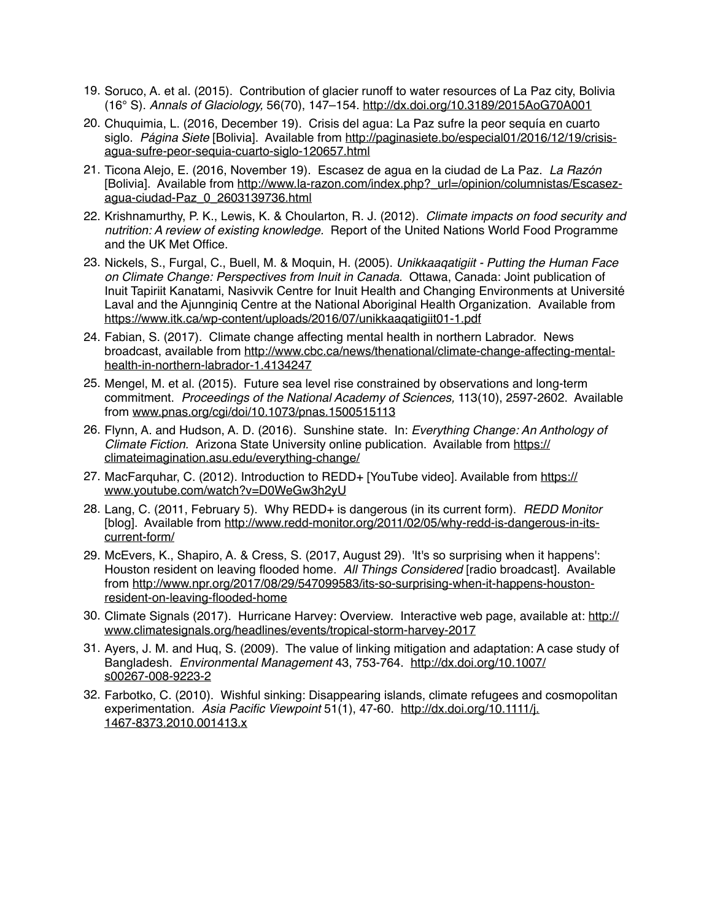19. Soruco, A. et al. (2015). Contribution of glacier runoff to water resources of La Paz city, Bolivia (16° S). *Annals of Glaciology,* 56(70), 147–154. http://dx.doi.org/10.3189/2015AoG70A001
20. Chuquimia, L. (2016, December 19). Crisis del agua: La Paz sufre la peor sequía en cuarto siglo. *Página Siete* [Bolivia]. Available from http://paginasiete.bo/especial01/2016/12/19/crisis-agua-sufre-peor-sequia-cuarto-siglo-120657.html
21. Ticona Alejo, E. (2016, November 19). Escasez de agua en la ciudad de La Paz. *La Razón* [Bolivia]. Available from http://www.la-razon.com/index.php?_url=/opinion/columnistas/Escasez-agua-ciudad-Paz_0_2603139736.html
22. Krishnamurthy, P. K., Lewis, K. & Choularton, R. J. (2012). *Climate impacts on food security and nutrition: A review of existing knowledge.* Report of the United Nations World Food Programme and the UK Met Office.
23. Nickels, S., Furgal, C., Buell, M. & Moquin, H. (2005). *Unikkaaqatigiit - Putting the Human Face on Climate Change: Perspectives from Inuit in Canada.* Ottawa, Canada: Joint publication of Inuit Tapiriit Kanatami, Nasivvik Centre for Inuit Health and Changing Environments at Université Laval and the Ajunnginiq Centre at the National Aboriginal Health Organization. Available from https://www.itk.ca/wp-content/uploads/2016/07/unikkaaqatigiit01-1.pdf
24. Fabian, S. (2017). Climate change affecting mental health in northern Labrador. News broadcast, available from http://www.cbc.ca/news/thenational/climate-change-affecting-mental-health-in-northern-labrador-1.4134247
25. Mengel, M. et al. (2015). Future sea level rise constrained by observations and long-term commitment. *Proceedings of the National Academy of Sciences,* 113(10), 2597-2602. Available from www.pnas.org/cgi/doi/10.1073/pnas.1500515113
26. Flynn, A. and Hudson, A. D. (2016). Sunshine state. In: *Everything Change: An Anthology of Climate Fiction.* Arizona State University online publication. Available from https://climateimagination.asu.edu/everything-change/
27. MacFarquhar, C. (2012). Introduction to REDD+ [YouTube video]. Available from https://www.youtube.com/watch?v=D0WeGw3h2yU
28. Lang, C. (2011, February 5). Why REDD+ is dangerous (in its current form). *REDD Monitor* [blog]. Available from http://www.redd-monitor.org/2011/02/05/why-redd-is-dangerous-in-its-current-form/
29. McEvers, K., Shapiro, A. & Cress, S. (2017, August 29). 'It's so surprising when it happens': Houston resident on leaving flooded home. *All Things Considered* [radio broadcast]. Available from http://www.npr.org/2017/08/29/547099583/its-so-surprising-when-it-happens-houston-resident-on-leaving-flooded-home
30. Climate Signals (2017). Hurricane Harvey: Overview. Interactive web page, available at: http://www.climatesignals.org/headlines/events/tropical-storm-harvey-2017
31. Ayers, J. M. and Huq, S. (2009). The value of linking mitigation and adaptation: A case study of Bangladesh. *Environmental Management* 43, 753-764. http://dx.doi.org/10.1007/s00267-008-9223-2
32. Farbotko, C. (2010). Wishful sinking: Disappearing islands, climate refugees and cosmopolitan experimentation. *Asia Pacific Viewpoint* 51(1), 47-60. http://dx.doi.org/10.1111/j.1467-8373.2010.001413.x